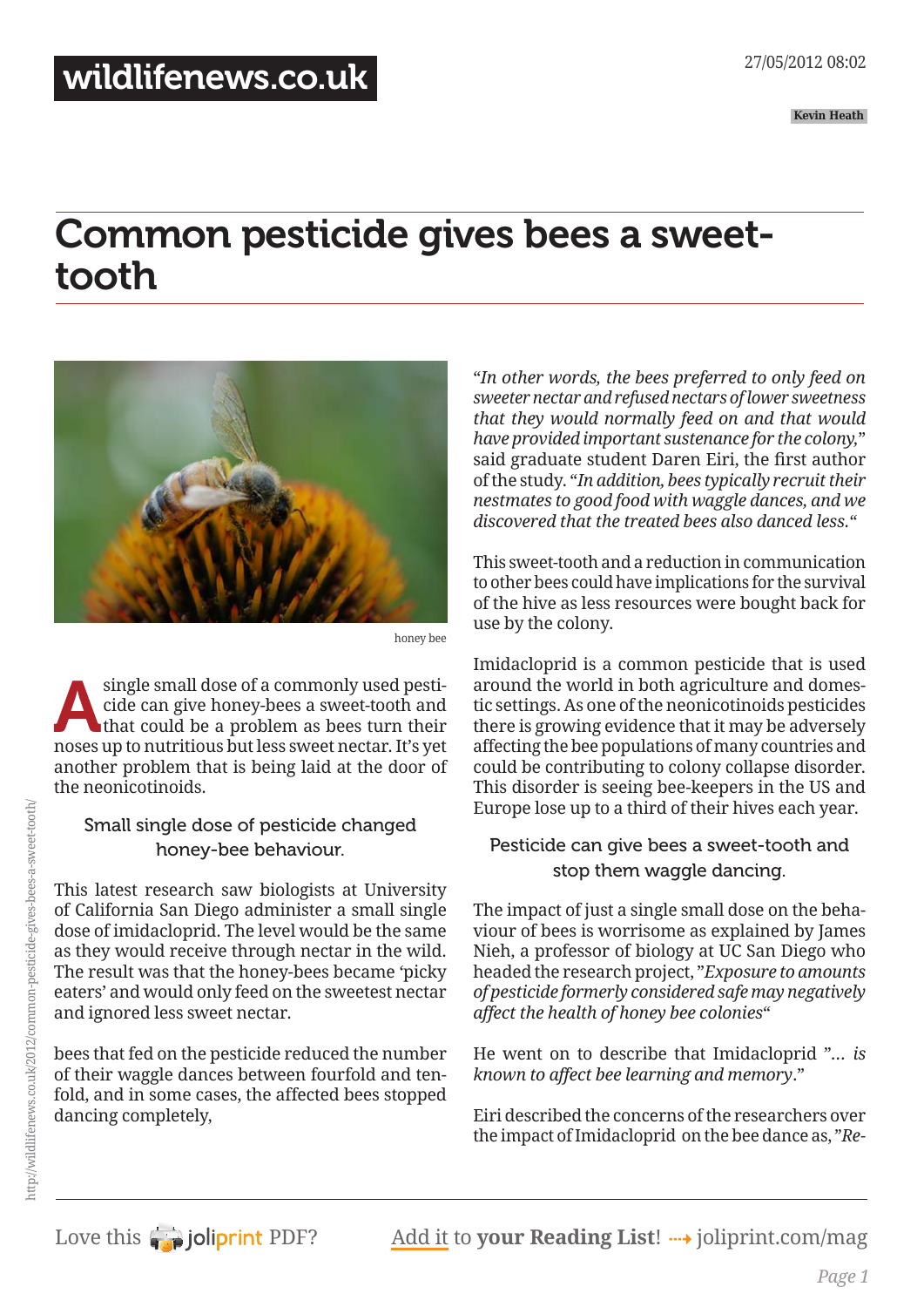wildlifenews.co.uk

27/05/2012 08:02

Kevin Heath

# Common pesticide gives bees a sweet-tooth

honey bee

A single small dose of a commonly used pesticide can give honey-bees a sweet-tooth and that could be a problem as bees turn their noses up to nutritious but less sweet nectar. It's yet another problem that is being laid at the door of the neonicotinoids.

### Small single dose of pesticide changed honey-bee behaviour.

This latest research saw biologists at University of California San Diego administer a small single dose of imidacloprid. The level would be the same as they would receive through nectar in the wild. The result was that the honey-bees became 'picky eaters' and would only feed on the sweetest nectar and ignored less sweet nectar.

bees that fed on the pesticide reduced the number of their waggle dances between fourfold and ten-fold, and in some cases, the affected bees stopped dancing completely,

"*In other words, the bees preferred to only feed on sweeter nectar and refused nectars of lower sweetness that they would normally feed on and that would have provided important sustenance for the colony,*" said graduate student Daren Eiri, the first author of the study. "*In addition, bees typically recruit their nestmates to good food with waggle dances, and we discovered that the treated bees also danced less.*"

This sweet-tooth and a reduction in communication to other bees could have implications for the survival of the hive as less resources were bought back for use by the colony.

Imidacloprid is a common pesticide that is used around the world in both agriculture and domestic settings. As one of the neonicotinoids pesticides there is growing evidence that it may be adversely affecting the bee populations of many countries and could be contributing to colony collapse disorder. This disorder is seeing bee-keepers in the US and Europe lose up to a third of their hives each year.

### Pesticide can give bees a sweet-tooth and stop them waggle dancing.

The impact of just a single small dose on the behaviour of bees is worrisome as explained by James Nieh, a professor of biology at UC San Diego who headed the research project, "*Exposure to amounts of pesticide formerly considered safe may negatively affect the health of honey bee colonies*"

He went on to describe that Imidacloprid "*... is known to affect bee learning and memory*."

Eiri described the concerns of the researchers over the impact of Imidacloprid on the bee dance as, "*Re-*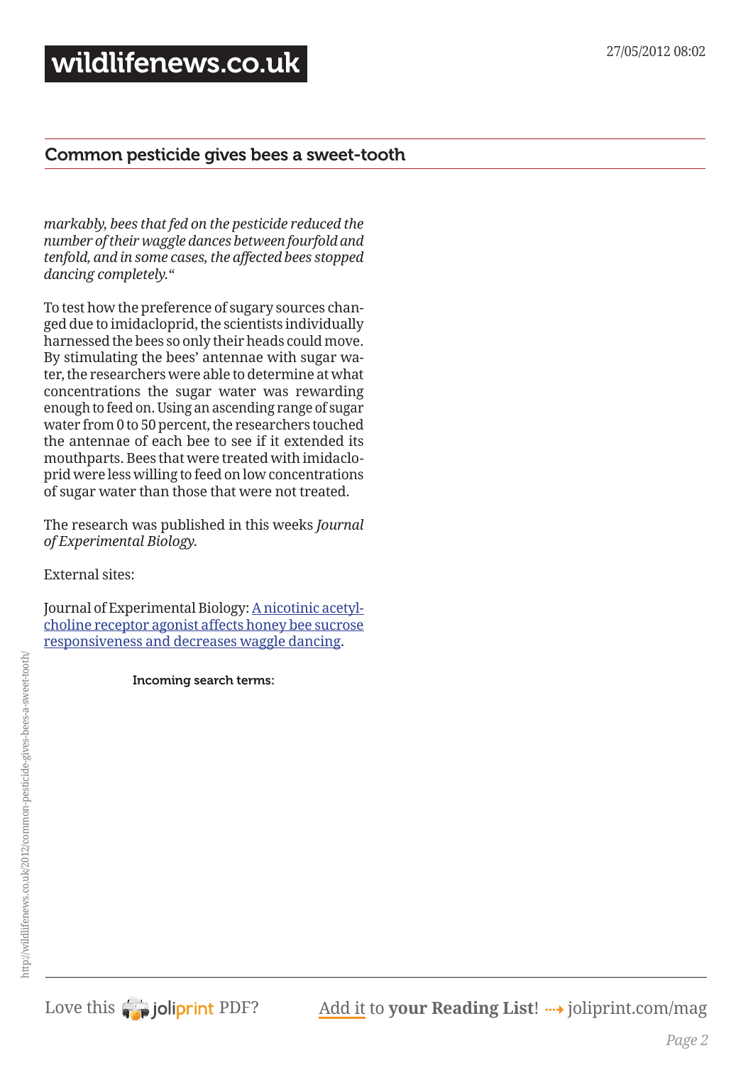*markably, bees that fed on the pesticide reduced the number of their waggle dances between fourfold and tenfold, and in some cases, the affected bees stopped dancing completely.“*

To test how the preference of sugary sources changed due to imidacloprid, the scientists individually harnessed the bees so only their heads could move. By stimulating the bees' antennae with sugar water, the researchers were able to determine at what concentrations the sugar water was rewarding enough to feed on. Using an ascending range of sugar water from 0 to 50 percent, the researchers touched the antennae of each bee to see if it extended its mouthparts. Bees that were treated with imidacloprid were less willing to feed on low concentrations of sugar water than those that were not treated.

The research was published in this weeks *Journal of Experimental Biology.*

External sites:

Journal of Experimental Biology: A nicotinic acetylcholine receptor agonist affects honey bee sucrose responsiveness and decreases waggle dancing.

**Incoming search terms:**